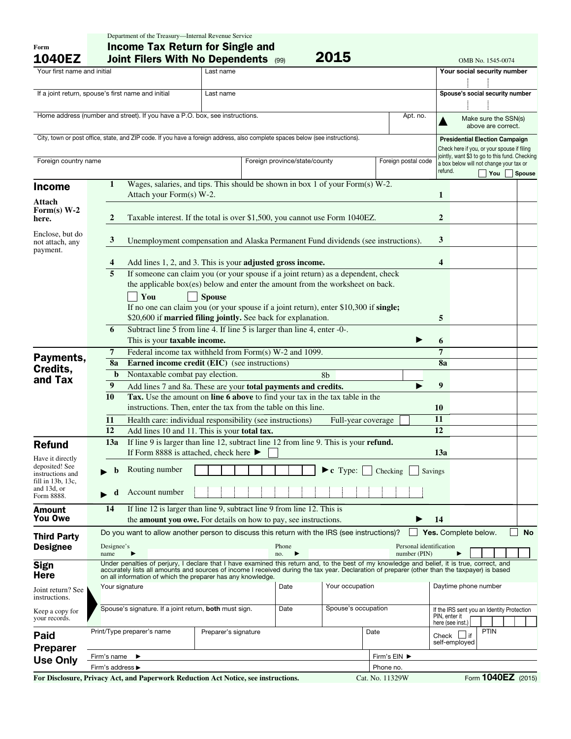Form **1040EZ**

Department of the Treasury—Internal Revenue Service

# Income Tax Return for Single and Joint Filers With No Dependents (99) 2015

OMB No. 1545-0074

| Your first name and initial | Last name | Your social security number |
|---|---|---|
| If a joint return, spouse's first name and initial | Last name | Spouse's social security number |
| Home address (number and street). If you have a P.O. box, see instructions. | Apt. no. | ▲ Make sure the SSN(s) above are correct. |
| City, town or post office, state, and ZIP code. If you have a foreign address, also complete spaces below (see instructions). | | **Presidential Election Campaign** Check here if you, or your spouse if filing jointly, want $3 to go to this fund. Checking a box below will not change your tax or refund. ☐ You ☐ Spouse |
| Foreign country name | Foreign province/state/county | Foreign postal code |

## Income

**Attach Form(s) W-2 here.**

Enclose, but do not attach, any payment.

| | | | |
|---|---|---|---|
| 1 | Wages, salaries, and tips. This should be shown in box 1 of your Form(s) W-2. Attach your Form(s) W-2. | 1 | |
| 2 | Taxable interest. If the total is over $1,500, you cannot use Form 1040EZ. | 2 | |
| 3 | Unemployment compensation and Alaska Permanent Fund dividends (see instructions). | 3 | |
| 4 | Add lines 1, 2, and 3. This is your **adjusted gross income.** | 4 | |
| 5 | If someone can claim you (or your spouse if a joint return) as a dependent, check the applicable box(es) below and enter the amount from the worksheet on back. ☐ **You** ☐ **Spouse** If no one can claim you (or your spouse if a joint return), enter $10,300 if **single;** $20,600 if **married filing jointly.** See back for explanation. | 5 | |
| 6 | Subtract line 5 from line 4. If line 5 is larger than line 4, enter -0-. This is your **taxable income.** ▶ | 6 | |

## Payments, Credits, and Tax

| | | | |
|---|---|---|---|
| 7 | Federal income tax withheld from Form(s) W-2 and 1099. | 7 | |
| 8a | **Earned income credit (EIC)** (see instructions) | 8a | |
| b | Nontaxable combat pay election. 8b | | |
| 9 | Add lines 7 and 8a. These are your **total payments and credits.** ▶ | 9 | |
| 10 | **Tax.** Use the amount on **line 6 above** to find your tax in the tax table in the instructions. Then, enter the tax from the table on this line. | 10 | |
| 11 | Health care: individual responsibility (see instructions) Full-year coverage ☐ | 11 | |
| 12 | Add lines 10 and 11. This is your **total tax.** | 12 | |

## Refund

Have it directly deposited! See instructions and fill in 13b, 13c, and 13d, or Form 8888.

| | | | |
|---|---|---|---|
| 13a | If line 9 is larger than line 12, subtract line 12 from line 9. This is your **refund.** If Form 8888 is attached, check here ▶ ☐ | 13a | |
| ▶ b | Routing number ▶ c Type: ☐ Checking ☐ Savings | | |
| ▶ d | Account number | | |

## Amount You Owe

| | | | |
|---|---|---|---|
| 14 | If line 12 is larger than line 9, subtract line 9 from line 12. This is the **amount you owe.** For details on how to pay, see instructions. ▶ | 14 | |

## Third Party Designee

Do you want to allow another person to discuss this return with the IRS (see instructions)? ☐ **Yes.** Complete below. ☐ **No**

Designee's name ▶ Phone no. ▶ Personal identification number (PIN) ▶

## Sign Here

Under penalties of perjury, I declare that I have examined this return and, to the best of my knowledge and belief, it is true, correct, and accurately lists all amounts and sources of income I received during the tax year. Declaration of preparer (other than the taxpayer) is based on all information of which the preparer has any knowledge.

Joint return? See instructions.

Keep a copy for your records.

| Your signature | Date | Your occupation | Daytime phone number |
|---|---|---|---|
| Spouse's signature. If a joint return, **both** must sign. | Date | Spouse's occupation | If the IRS sent you an Identity Protection PIN, enter it here (see inst.) |

## Paid Preparer Use Only

| Print/Type preparer's name | Preparer's signature | Date | Check ☐ if self-employed | PTIN |
|---|---|---|---|---|
| Firm's name ▶ | | Firm's EIN ▶ | | |
| Firm's address ▶ | | Phone no. | | |

**For Disclosure, Privacy Act, and Paperwork Reduction Act Notice, see instructions.** Cat. No. 11329W Form **1040EZ** (2015)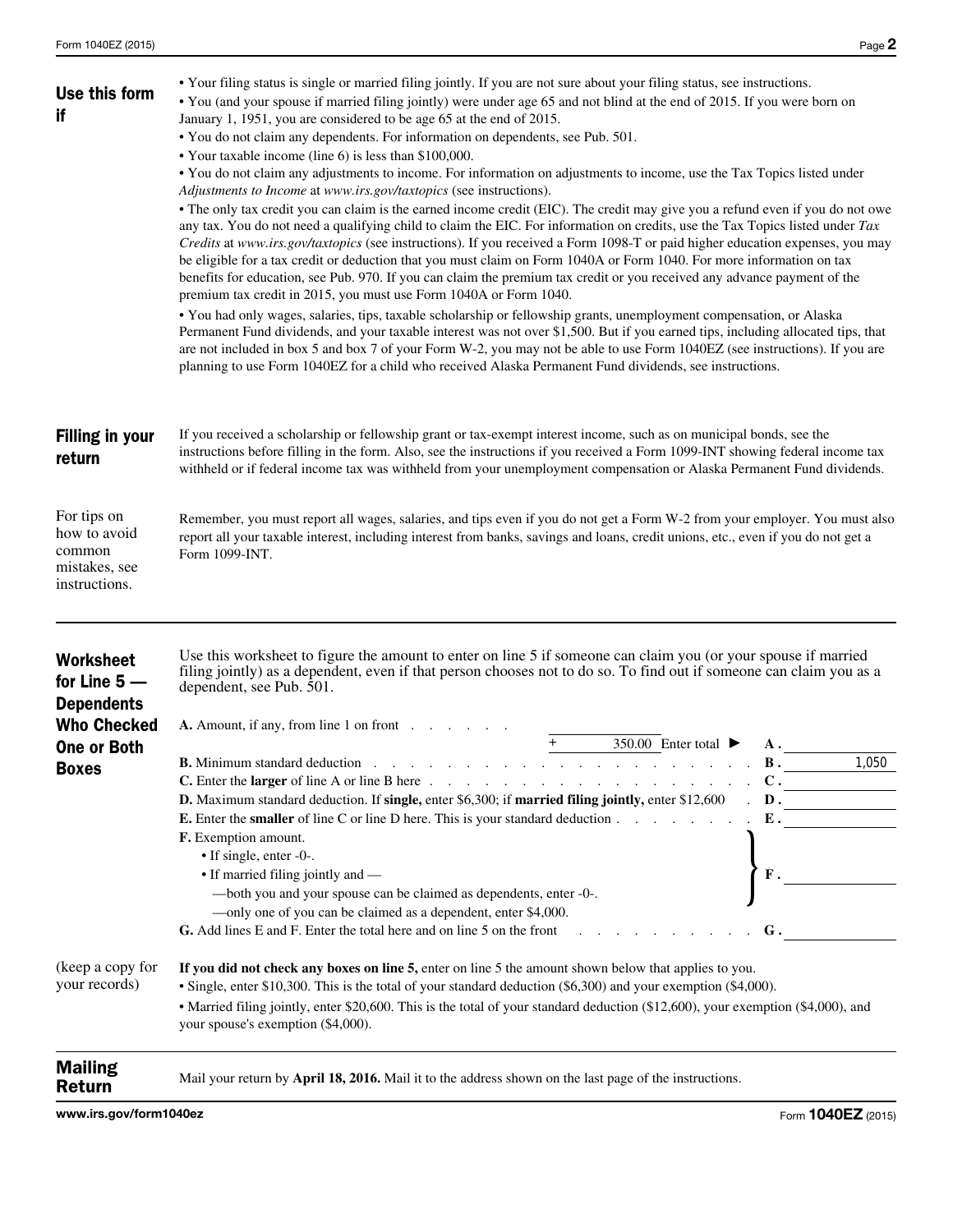## Use this form if

- Your filing status is single or married filing jointly. If you are not sure about your filing status, see instructions.
- You (and your spouse if married filing jointly) were under age 65 and not blind at the end of 2015. If you were born on January 1, 1951, you are considered to be age 65 at the end of 2015.
- You do not claim any dependents. For information on dependents, see Pub. 501.
- Your taxable income (line 6) is less than $100,000.
- You do not claim any adjustments to income. For information on adjustments to income, use the Tax Topics listed under *Adjustments to Income* at *www.irs.gov/taxtopics* (see instructions).
- The only tax credit you can claim is the earned income credit (EIC). The credit may give you a refund even if you do not owe any tax. You do not need a qualifying child to claim the EIC. For information on credits, use the Tax Topics listed under *Tax Credits* at *www.irs.gov/taxtopics* (see instructions). If you received a Form 1098-T or paid higher education expenses, you may be eligible for a tax credit or deduction that you must claim on Form 1040A or Form 1040. For more information on tax benefits for education, see Pub. 970. If you can claim the premium tax credit or you received any advance payment of the premium tax credit in 2015, you must use Form 1040A or Form 1040.
- You had only wages, salaries, tips, taxable scholarship or fellowship grants, unemployment compensation, or Alaska Permanent Fund dividends, and your taxable interest was not over $1,500. But if you earned tips, including allocated tips, that are not included in box 5 and box 7 of your Form W-2, you may not be able to use Form 1040EZ (see instructions). If you are planning to use Form 1040EZ for a child who received Alaska Permanent Fund dividends, see instructions.

## Filling in your return

If you received a scholarship or fellowship grant or tax-exempt interest income, such as on municipal bonds, see the instructions before filling in the form. Also, see the instructions if you received a Form 1099-INT showing federal income tax withheld or if federal income tax was withheld from your unemployment compensation or Alaska Permanent Fund dividends.

For tips on how to avoid common mistakes, see instructions.

Remember, you must report all wages, salaries, and tips even if you do not get a Form W-2 from your employer. You must also report all your taxable interest, including interest from banks, savings and loans, credit unions, etc., even if you do not get a Form 1099-INT.

## Worksheet for Line 5 — Dependents Who Checked One or Both Boxes

Use this worksheet to figure the amount to enter on line 5 if someone can claim you (or your spouse if married filing jointly) as a dependent, even if that person chooses not to do so. To find out if someone can claim you as a dependent, see Pub. 501.

**A.** Amount, if any, from line 1 on front . . . . . . . + 350.00 Enter total ► **A.** ____________

**B.** Minimum standard deduction . . . . . . . . . . . . . . . . . . . . . **B.** 1,050

**C.** Enter the **larger** of line A or line B here . . . . . . . . . . . . . . . . . . **C.** ____________

**D.** Maximum standard deduction. If **single,** enter $6,300; if **married filing jointly,** enter $12,600 . **D.** ____________

**E.** Enter the **smaller** of line C or line D here. This is your standard deduction . . . . . . . . **E.** ____________

**F.** Exemption amount.
- If single, enter -0-.
- If married filing jointly and —
  - —both you and your spouse can be claimed as dependents, enter -0-.
  - —only one of you can be claimed as a dependent, enter $4,000.

**F.** ____________

**G.** Add lines E and F. Enter the total here and on line 5 on the front . . . . . . . . . . . **G.** ____________

(keep a copy for your records)

**If you did not check any boxes on line 5,** enter on line 5 the amount shown below that applies to you.
- Single, enter $10,300. This is the total of your standard deduction ($6,300) and your exemption ($4,000).
- Married filing jointly, enter $20,600. This is the total of your standard deduction ($12,600), your exemption ($4,000), and your spouse's exemption ($4,000).

## Mailing Return

Mail your return by **April 18, 2016.** Mail it to the address shown on the last page of the instructions.